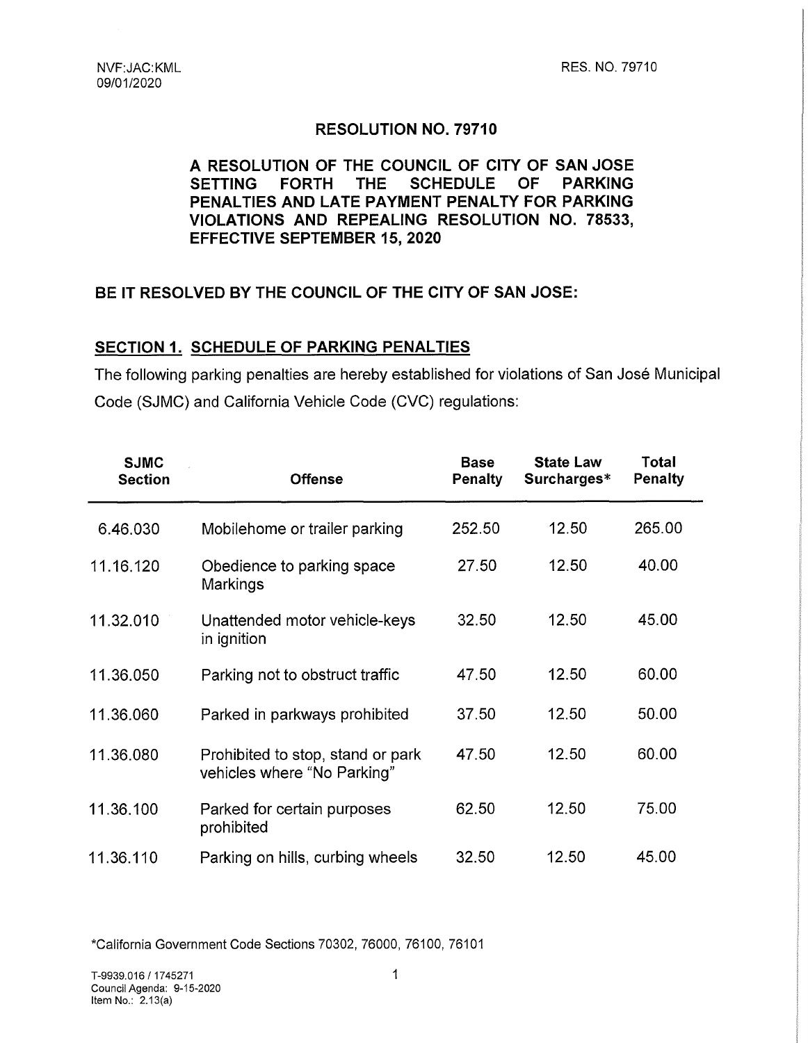NVF:JAC:KML
09/01/2020

RES. NO. 79710

## RESOLUTION NO. 79710

**A RESOLUTION OF THE COUNCIL OF CITY OF SAN JOSE SETTING FORTH THE SCHEDULE OF PARKING PENALTIES AND LATE PAYMENT PENALTY FOR PARKING VIOLATIONS AND REPEALING RESOLUTION NO. 78533, EFFECTIVE SEPTEMBER 15, 2020**

**BE IT RESOLVED BY THE COUNCIL OF THE CITY OF SAN JOSE:**

### SECTION 1. SCHEDULE OF PARKING PENALTIES

The following parking penalties are hereby established for violations of San José Municipal Code (SJMC) and California Vehicle Code (CVC) regulations:

| SJMC Section | Offense | Base Penalty | State Law Surcharges* | Total Penalty |
|---|---|---|---|---|
| 6.46.030 | Mobilehome or trailer parking | 252.50 | 12.50 | 265.00 |
| 11.16.120 | Obedience to parking space Markings | 27.50 | 12.50 | 40.00 |
| 11.32.010 | Unattended motor vehicle-keys in ignition | 32.50 | 12.50 | 45.00 |
| 11.36.050 | Parking not to obstruct traffic | 47.50 | 12.50 | 60.00 |
| 11.36.060 | Parked in parkways prohibited | 37.50 | 12.50 | 50.00 |
| 11.36.080 | Prohibited to stop, stand or park vehicles where "No Parking" | 47.50 | 12.50 | 60.00 |
| 11.36.100 | Parked for certain purposes prohibited | 62.50 | 12.50 | 75.00 |
| 11.36.110 | Parking on hills, curbing wheels | 32.50 | 12.50 | 45.00 |

*California Government Code Sections 70302, 76000, 76100, 76101

T-9939.016 / 1745271
Council Agenda: 9-15-2020
Item No.: 2.13(a)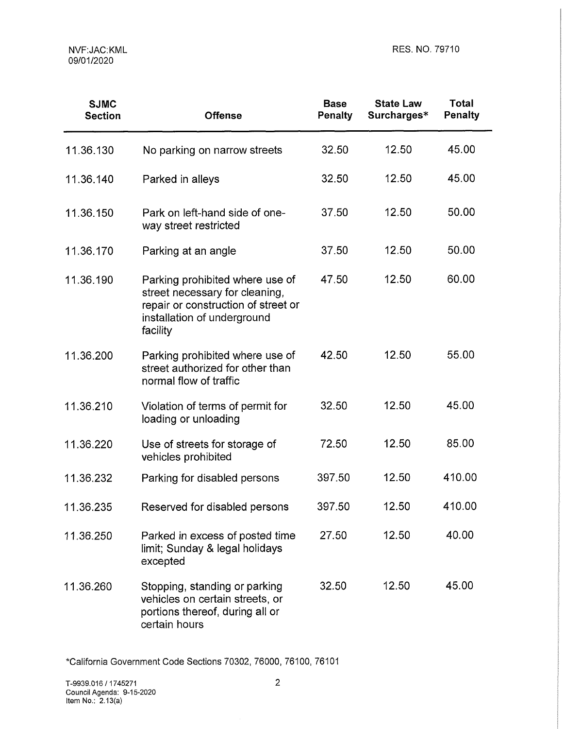| SJMC Section | Offense | Base Penalty | State Law Surcharges* | Total Penalty |
|---|---|---|---|---|
| 11.36.130 | No parking on narrow streets | 32.50 | 12.50 | 45.00 |
| 11.36.140 | Parked in alleys | 32.50 | 12.50 | 45.00 |
| 11.36.150 | Park on left-hand side of one-way street restricted | 37.50 | 12.50 | 50.00 |
| 11.36.170 | Parking at an angle | 37.50 | 12.50 | 50.00 |
| 11.36.190 | Parking prohibited where use of street necessary for cleaning, repair or construction of street or installation of underground facility | 47.50 | 12.50 | 60.00 |
| 11.36.200 | Parking prohibited where use of street authorized for other than normal flow of traffic | 42.50 | 12.50 | 55.00 |
| 11.36.210 | Violation of terms of permit for loading or unloading | 32.50 | 12.50 | 45.00 |
| 11.36.220 | Use of streets for storage of vehicles prohibited | 72.50 | 12.50 | 85.00 |
| 11.36.232 | Parking for disabled persons | 397.50 | 12.50 | 410.00 |
| 11.36.235 | Reserved for disabled persons | 397.50 | 12.50 | 410.00 |
| 11.36.250 | Parked in excess of posted time limit; Sunday & legal holidays excepted | 27.50 | 12.50 | 40.00 |
| 11.36.260 | Stopping, standing or parking vehicles on certain streets, or portions thereof, during all or certain hours | 32.50 | 12.50 | 45.00 |

*California Government Code Sections 70302, 76000, 76100, 76101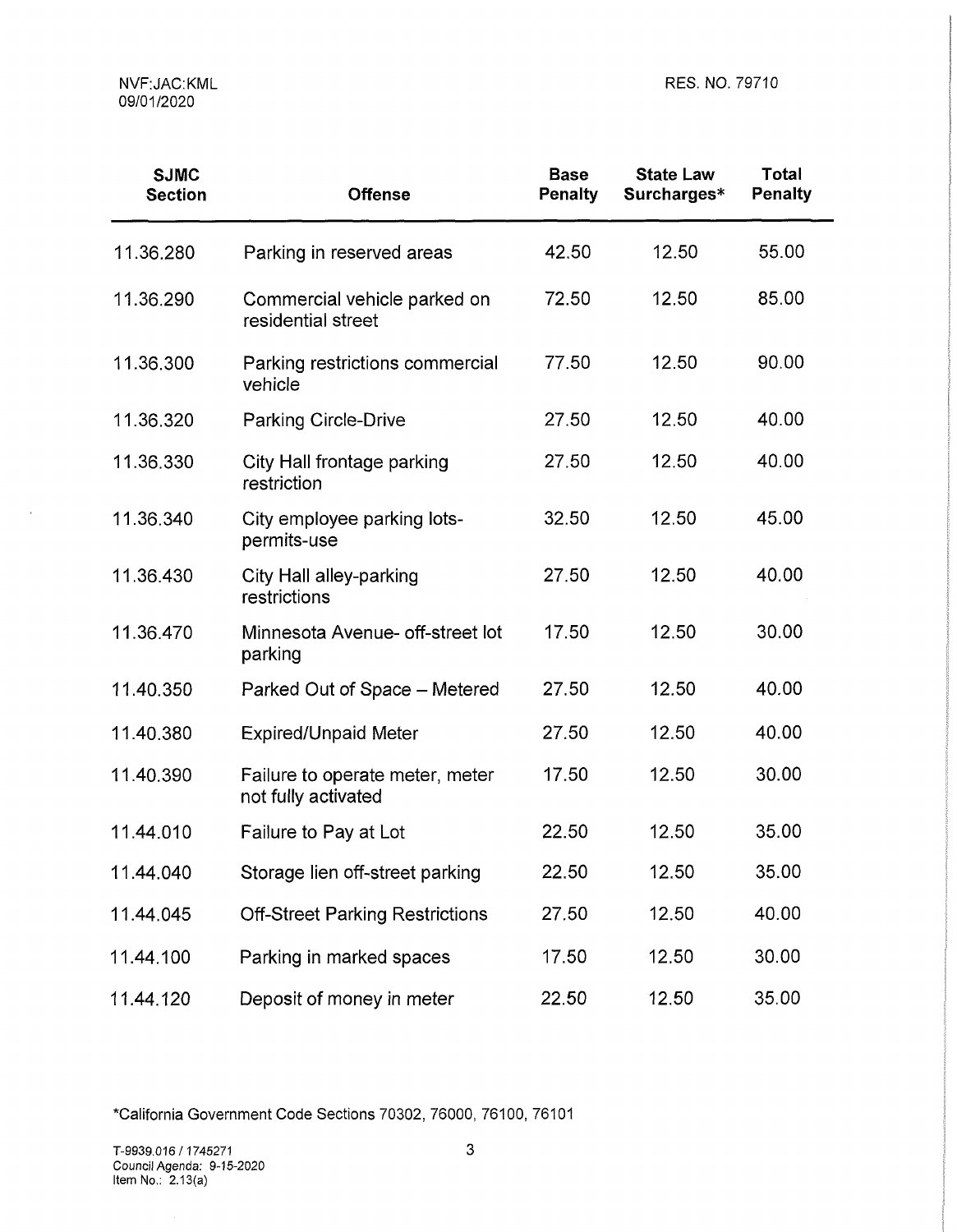| SJMC Section | Offense | Base Penalty | State Law Surcharges* | Total Penalty |
|---|---|---|---|---|
| 11.36.280 | Parking in reserved areas | 42.50 | 12.50 | 55.00 |
| 11.36.290 | Commercial vehicle parked on residential street | 72.50 | 12.50 | 85.00 |
| 11.36.300 | Parking restrictions commercial vehicle | 77.50 | 12.50 | 90.00 |
| 11.36.320 | Parking Circle-Drive | 27.50 | 12.50 | 40.00 |
| 11.36.330 | City Hall frontage parking restriction | 27.50 | 12.50 | 40.00 |
| 11.36.340 | City employee parking lots-permits-use | 32.50 | 12.50 | 45.00 |
| 11.36.430 | City Hall alley-parking restrictions | 27.50 | 12.50 | 40.00 |
| 11.36.470 | Minnesota Avenue- off-street lot parking | 17.50 | 12.50 | 30.00 |
| 11.40.350 | Parked Out of Space – Metered | 27.50 | 12.50 | 40.00 |
| 11.40.380 | Expired/Unpaid Meter | 27.50 | 12.50 | 40.00 |
| 11.40.390 | Failure to operate meter, meter not fully activated | 17.50 | 12.50 | 30.00 |
| 11.44.010 | Failure to Pay at Lot | 22.50 | 12.50 | 35.00 |
| 11.44.040 | Storage lien off-street parking | 22.50 | 12.50 | 35.00 |
| 11.44.045 | Off-Street Parking Restrictions | 27.50 | 12.50 | 40.00 |
| 11.44.100 | Parking in marked spaces | 17.50 | 12.50 | 30.00 |
| 11.44.120 | Deposit of money in meter | 22.50 | 12.50 | 35.00 |

*California Government Code Sections 70302, 76000, 76100, 76101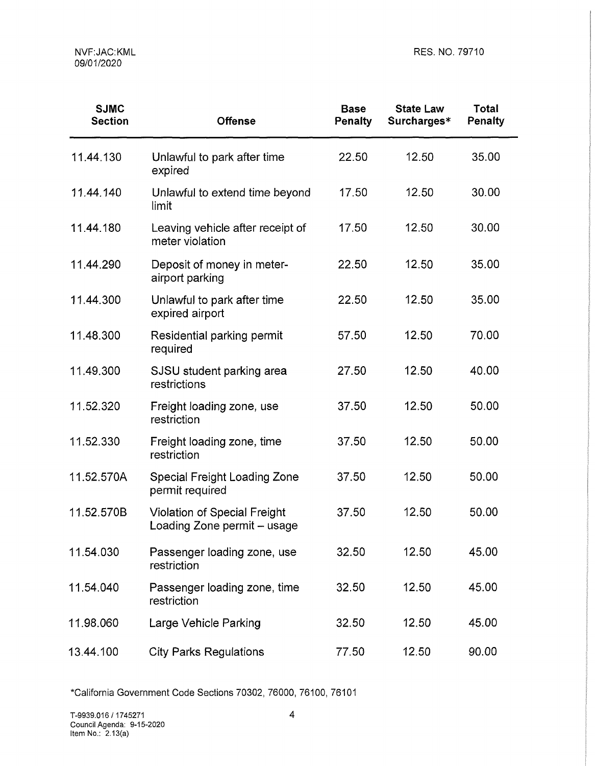| SJMC Section | Offense | Base Penalty | State Law Surcharges* | Total Penalty |
|---|---|---|---|---|
| 11.44.130 | Unlawful to park after time expired | 22.50 | 12.50 | 35.00 |
| 11.44.140 | Unlawful to extend time beyond limit | 17.50 | 12.50 | 30.00 |
| 11.44.180 | Leaving vehicle after receipt of meter violation | 17.50 | 12.50 | 30.00 |
| 11.44.290 | Deposit of money in meter-airport parking | 22.50 | 12.50 | 35.00 |
| 11.44.300 | Unlawful to park after time expired airport | 22.50 | 12.50 | 35.00 |
| 11.48.300 | Residential parking permit required | 57.50 | 12.50 | 70.00 |
| 11.49.300 | SJSU student parking area restrictions | 27.50 | 12.50 | 40.00 |
| 11.52.320 | Freight loading zone, use restriction | 37.50 | 12.50 | 50.00 |
| 11.52.330 | Freight loading zone, time restriction | 37.50 | 12.50 | 50.00 |
| 11.52.570A | Special Freight Loading Zone permit required | 37.50 | 12.50 | 50.00 |
| 11.52.570B | Violation of Special Freight Loading Zone permit – usage | 37.50 | 12.50 | 50.00 |
| 11.54.030 | Passenger loading zone, use restriction | 32.50 | 12.50 | 45.00 |
| 11.54.040 | Passenger loading zone, time restriction | 32.50 | 12.50 | 45.00 |
| 11.98.060 | Large Vehicle Parking | 32.50 | 12.50 | 45.00 |
| 13.44.100 | City Parks Regulations | 77.50 | 12.50 | 90.00 |

*California Government Code Sections 70302, 76000, 76100, 76101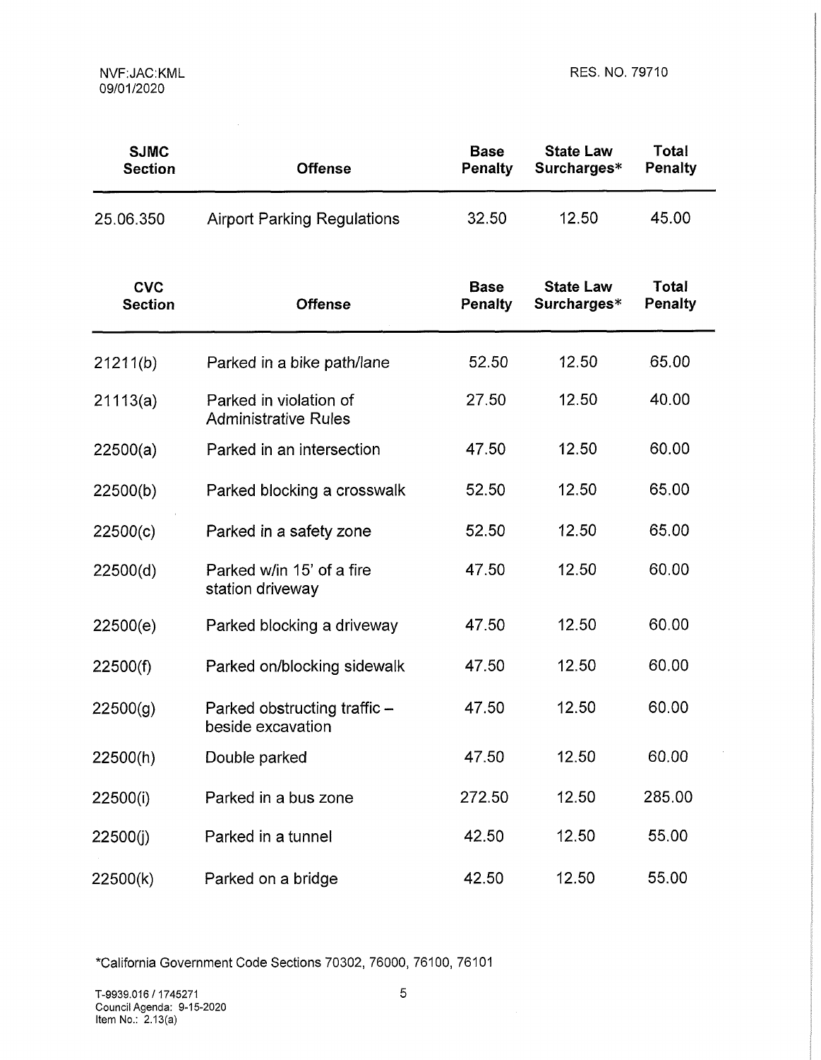NVF:JAC:KML
09/01/2020

RES. NO. 79710

| SJMC Section | Offense | Base Penalty | State Law Surcharges* | Total Penalty |
|---|---|---|---|---|
| 25.06.350 | Airport Parking Regulations | 32.50 | 12.50 | 45.00 |

| CVC Section | Offense | Base Penalty | State Law Surcharges* | Total Penalty |
|---|---|---|---|---|
| 21211(b) | Parked in a bike path/lane | 52.50 | 12.50 | 65.00 |
| 21113(a) | Parked in violation of Administrative Rules | 27.50 | 12.50 | 40.00 |
| 22500(a) | Parked in an intersection | 47.50 | 12.50 | 60.00 |
| 22500(b) | Parked blocking a crosswalk | 52.50 | 12.50 | 65.00 |
| 22500(c) | Parked in a safety zone | 52.50 | 12.50 | 65.00 |
| 22500(d) | Parked w/in 15' of a fire station driveway | 47.50 | 12.50 | 60.00 |
| 22500(e) | Parked blocking a driveway | 47.50 | 12.50 | 60.00 |
| 22500(f) | Parked on/blocking sidewalk | 47.50 | 12.50 | 60.00 |
| 22500(g) | Parked obstructing traffic – beside excavation | 47.50 | 12.50 | 60.00 |
| 22500(h) | Double parked | 47.50 | 12.50 | 60.00 |
| 22500(i) | Parked in a bus zone | 272.50 | 12.50 | 285.00 |
| 22500(j) | Parked in a tunnel | 42.50 | 12.50 | 55.00 |
| 22500(k) | Parked on a bridge | 42.50 | 12.50 | 55.00 |

*California Government Code Sections 70302, 76000, 76100, 76101

T-9939.016 / 1745271
Council Agenda: 9-15-2020
Item No.: 2.13(a)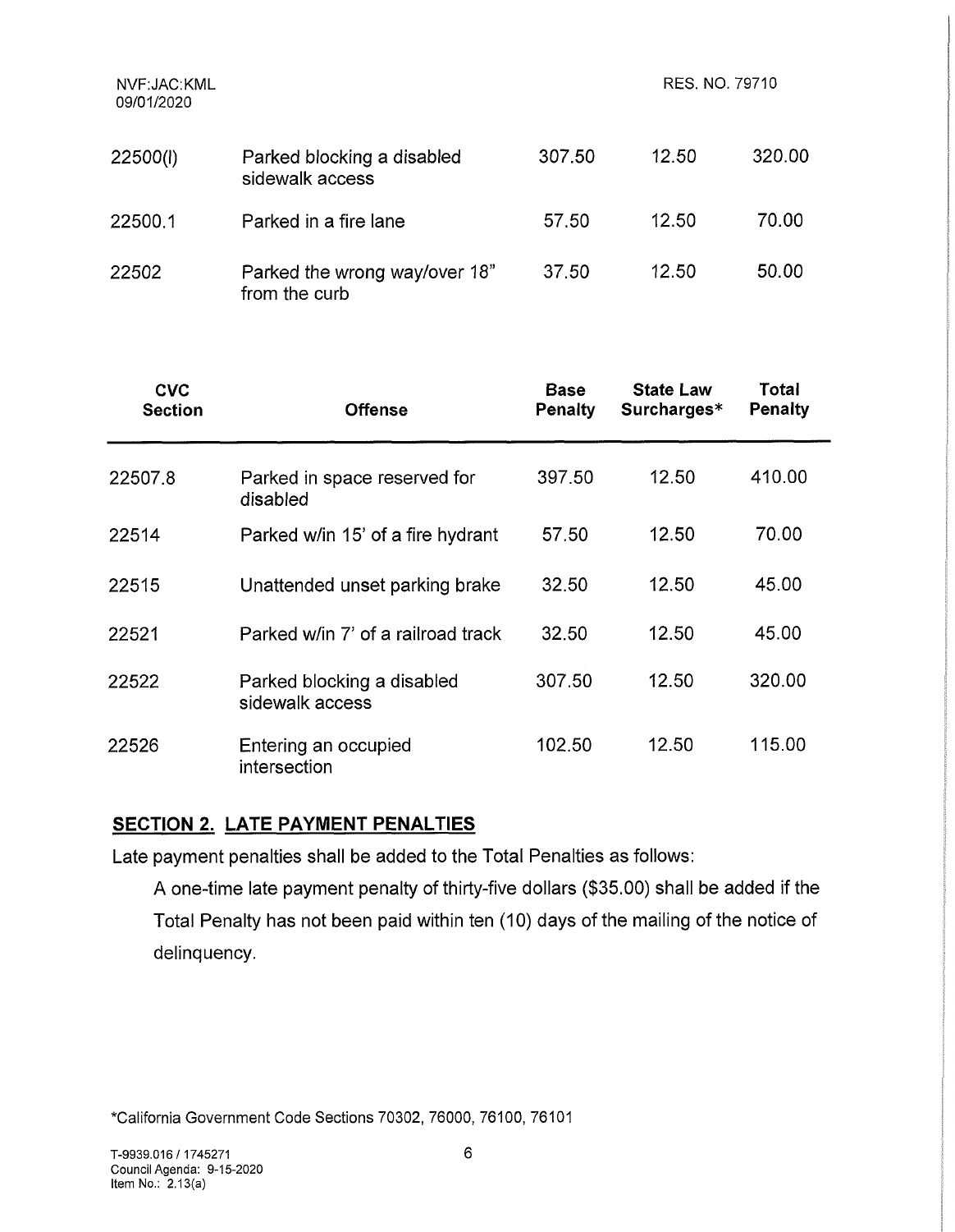| CVC Section | Offense | Base Penalty | State Law Surcharges* | Total Penalty |
|---|---|---|---|---|
| 22500(l) | Parked blocking a disabled sidewalk access | 307.50 | 12.50 | 320.00 |
| 22500.1 | Parked in a fire lane | 57.50 | 12.50 | 70.00 |
| 22502 | Parked the wrong way/over 18" from the curb | 37.50 | 12.50 | 50.00 |
| 22507.8 | Parked in space reserved for disabled | 397.50 | 12.50 | 410.00 |
| 22514 | Parked w/in 15' of a fire hydrant | 57.50 | 12.50 | 70.00 |
| 22515 | Unattended unset parking brake | 32.50 | 12.50 | 45.00 |
| 22521 | Parked w/in 7' of a railroad track | 32.50 | 12.50 | 45.00 |
| 22522 | Parked blocking a disabled sidewalk access | 307.50 | 12.50 | 320.00 |
| 22526 | Entering an occupied intersection | 102.50 | 12.50 | 115.00 |

## SECTION 2. LATE PAYMENT PENALTIES

Late payment penalties shall be added to the Total Penalties as follows:

A one-time late payment penalty of thirty-five dollars ($35.00) shall be added if the Total Penalty has not been paid within ten (10) days of the mailing of the notice of delinquency.

*California Government Code Sections 70302, 76000, 76100, 76101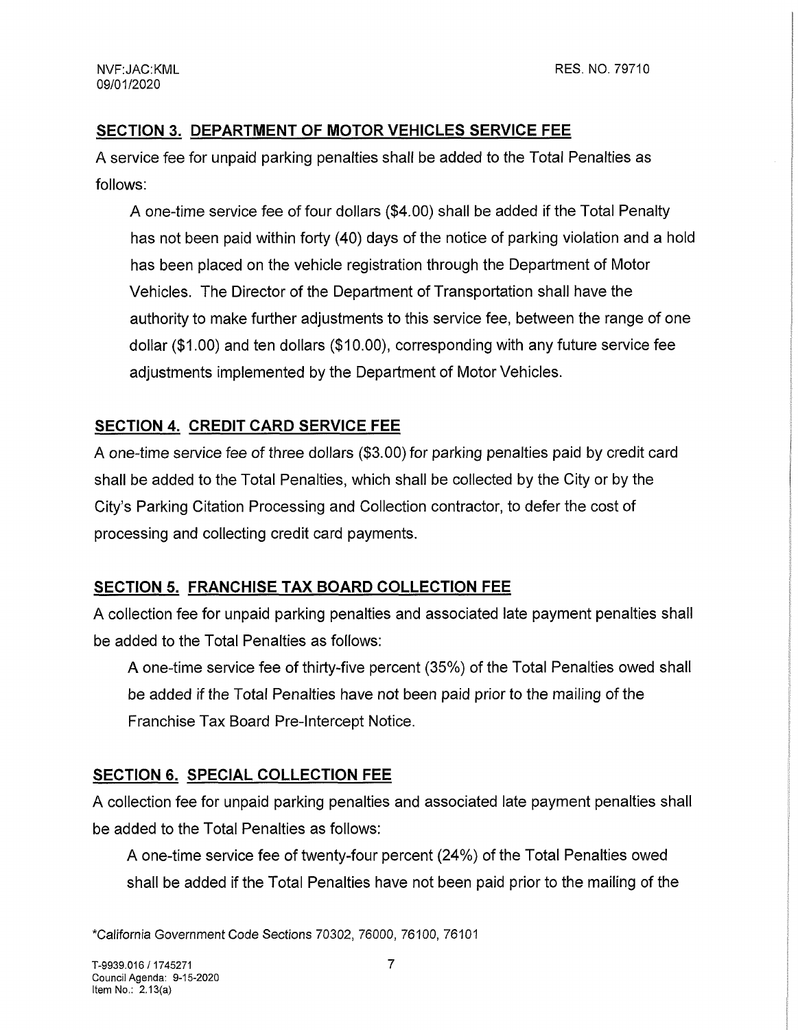## SECTION 3. DEPARTMENT OF MOTOR VEHICLES SERVICE FEE

A service fee for unpaid parking penalties shall be added to the Total Penalties as follows:

> A one-time service fee of four dollars ($4.00) shall be added if the Total Penalty has not been paid within forty (40) days of the notice of parking violation and a hold has been placed on the vehicle registration through the Department of Motor Vehicles. The Director of the Department of Transportation shall have the authority to make further adjustments to this service fee, between the range of one dollar ($1.00) and ten dollars ($10.00), corresponding with any future service fee adjustments implemented by the Department of Motor Vehicles.

## SECTION 4. CREDIT CARD SERVICE FEE

A one-time service fee of three dollars ($3.00) for parking penalties paid by credit card shall be added to the Total Penalties, which shall be collected by the City or by the City's Parking Citation Processing and Collection contractor, to defer the cost of processing and collecting credit card payments.

## SECTION 5. FRANCHISE TAX BOARD COLLECTION FEE

A collection fee for unpaid parking penalties and associated late payment penalties shall be added to the Total Penalties as follows:

> A one-time service fee of thirty-five percent (35%) of the Total Penalties owed shall be added if the Total Penalties have not been paid prior to the mailing of the Franchise Tax Board Pre-Intercept Notice.

## SECTION 6. SPECIAL COLLECTION FEE

A collection fee for unpaid parking penalties and associated late payment penalties shall be added to the Total Penalties as follows:

> A one-time service fee of twenty-four percent (24%) of the Total Penalties owed shall be added if the Total Penalties have not been paid prior to the mailing of the

*California Government Code Sections 70302, 76000, 76100, 76101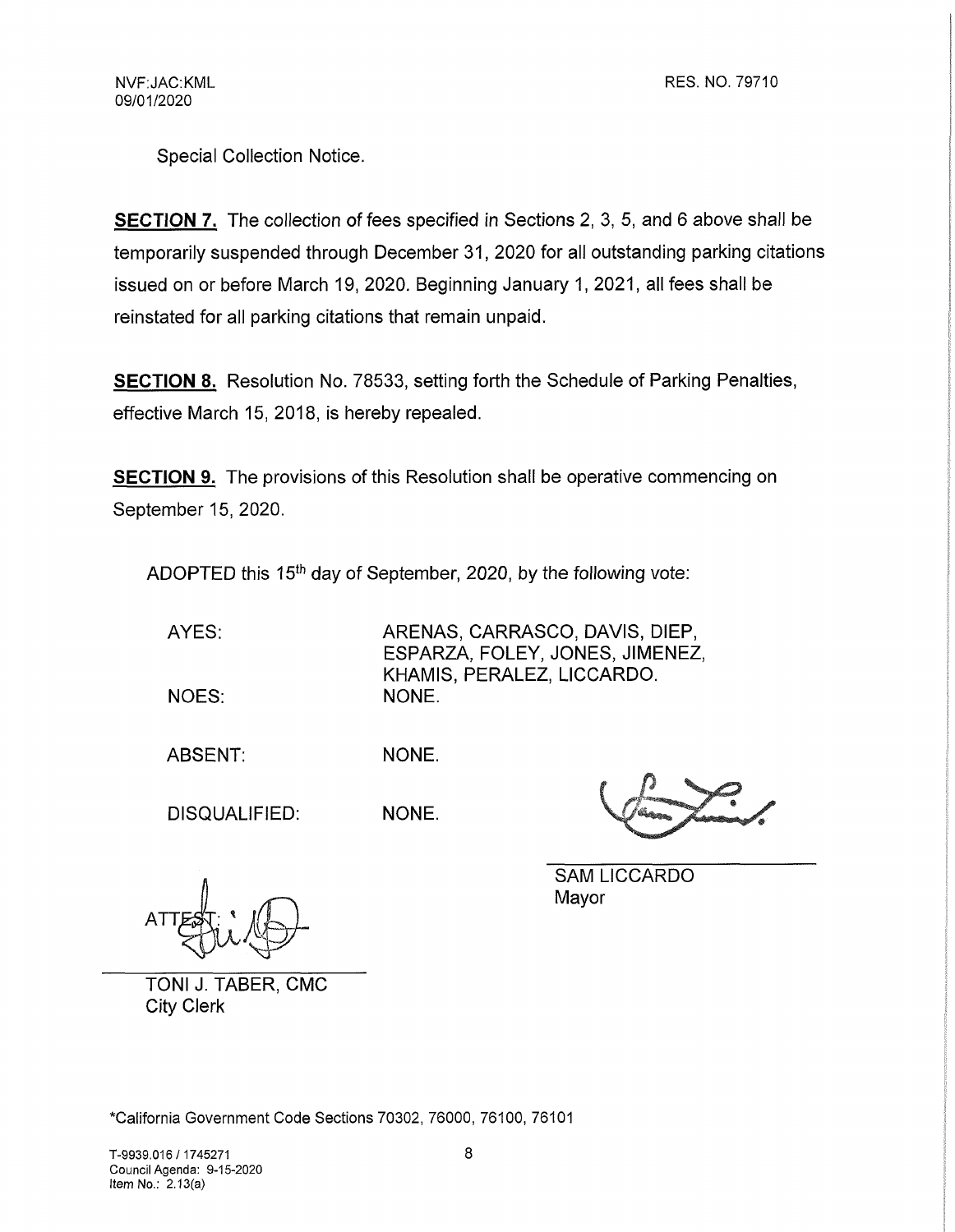Special Collection Notice.

**SECTION 7.** The collection of fees specified in Sections 2, 3, 5, and 6 above shall be temporarily suspended through December 31, 2020 for all outstanding parking citations issued on or before March 19, 2020. Beginning January 1, 2021, all fees shall be reinstated for all parking citations that remain unpaid.

**SECTION 8.** Resolution No. 78533, setting forth the Schedule of Parking Penalties, effective March 15, 2018, is hereby repealed.

**SECTION 9.** The provisions of this Resolution shall be operative commencing on September 15, 2020.

ADOPTED this 15th day of September, 2020, by the following vote:

| | |
|---|---|
| AYES: | ARENAS, CARRASCO, DAVIS, DIEP, ESPARZA, FOLEY, JONES, JIMENEZ, KHAMIS, PERALEZ, LICCARDO. |
| NOES: | NONE. |
| ABSENT: | NONE. |
| DISQUALIFIED: | NONE. |

SAM LICCARDO
Mayor

ATTEST:

TONI J. TABER, CMC
City Clerk

*California Government Code Sections 70302, 76000, 76100, 76101